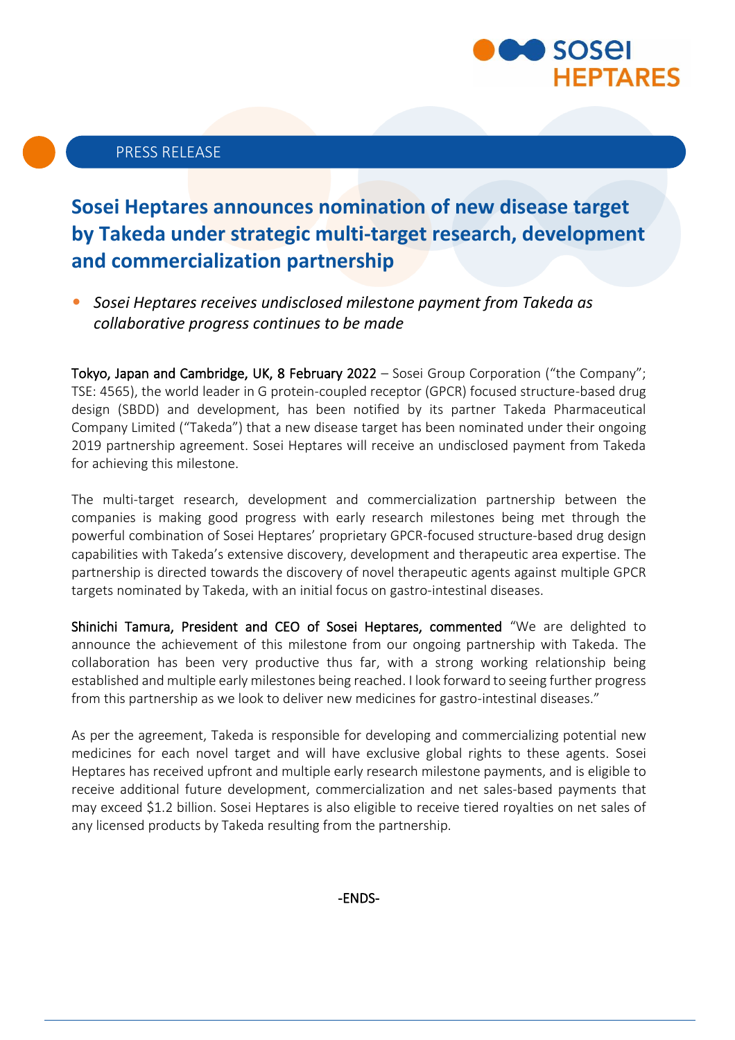PRESS RELEASE

# Sosei Heptares announces nomination of new disease target by Takeda under strategic multi-target research, development and commercialization partnership

- *Sosei Heptares receives undisclosed milestone payment from Takeda as collaborative progress continues to be made*

**Tokyo, Japan and Cambridge, UK, 8 February 2022** – Sosei Group Corporation ("the Company"; TSE: 4565), the world leader in G protein-coupled receptor (GPCR) focused structure-based drug design (SBDD) and development, has been notified by its partner Takeda Pharmaceutical Company Limited ("Takeda") that a new disease target has been nominated under their ongoing 2019 partnership agreement. Sosei Heptares will receive an undisclosed payment from Takeda for achieving this milestone.

The multi-target research, development and commercialization partnership between the companies is making good progress with early research milestones being met through the powerful combination of Sosei Heptares' proprietary GPCR-focused structure-based drug design capabilities with Takeda's extensive discovery, development and therapeutic area expertise. The partnership is directed towards the discovery of novel therapeutic agents against multiple GPCR targets nominated by Takeda, with an initial focus on gastro-intestinal diseases.

**Shinichi Tamura, President and CEO of Sosei Heptares, commented** "We are delighted to announce the achievement of this milestone from our ongoing partnership with Takeda. The collaboration has been very productive thus far, with a strong working relationship being established and multiple early milestones being reached. I look forward to seeing further progress from this partnership as we look to deliver new medicines for gastro-intestinal diseases."

As per the agreement, Takeda is responsible for developing and commercializing potential new medicines for each novel target and will have exclusive global rights to these agents. Sosei Heptares has received upfront and multiple early research milestone payments, and is eligible to receive additional future development, commercialization and net sales-based payments that may exceed $1.2 billion. Sosei Heptares is also eligible to receive tiered royalties on net sales of any licensed products by Takeda resulting from the partnership.

-ENDS-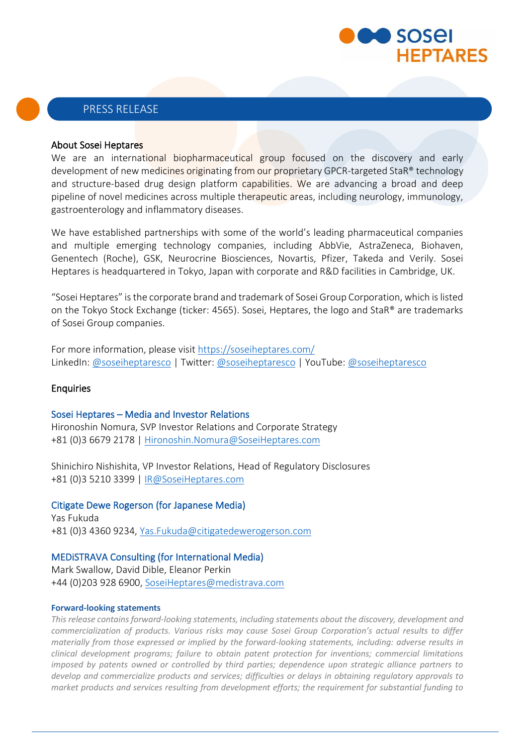PRESS RELEASE

## About Sosei Heptares

We are an international biopharmaceutical group focused on the discovery and early development of new medicines originating from our proprietary GPCR-targeted StaR® technology and structure-based drug design platform capabilities. We are advancing a broad and deep pipeline of novel medicines across multiple therapeutic areas, including neurology, immunology, gastroenterology and inflammatory diseases.

We have established partnerships with some of the world's leading pharmaceutical companies and multiple emerging technology companies, including AbbVie, AstraZeneca, Biohaven, Genentech (Roche), GSK, Neurocrine Biosciences, Novartis, Pfizer, Takeda and Verily. Sosei Heptares is headquartered in Tokyo, Japan with corporate and R&D facilities in Cambridge, UK.

"Sosei Heptares" is the corporate brand and trademark of Sosei Group Corporation, which is listed on the Tokyo Stock Exchange (ticker: 4565). Sosei, Heptares, the logo and StaR® are trademarks of Sosei Group companies.

For more information, please visit https://soseiheptares.com/
LinkedIn: @soseiheptaresco | Twitter: @soseiheptaresco | YouTube: @soseiheptaresco

## Enquiries

### Sosei Heptares – Media and Investor Relations

Hironoshin Nomura, SVP Investor Relations and Corporate Strategy
+81 (0)3 6679 2178 | Hironoshin.Nomura@SoseiHeptares.com

Shinichiro Nishishita, VP Investor Relations, Head of Regulatory Disclosures
+81 (0)3 5210 3399 | IR@SoseiHeptares.com

### Citigate Dewe Rogerson (for Japanese Media)

Yas Fukuda
+81 (0)3 4360 9234, Yas.Fukuda@citigatedewerogerson.com

### MEDiSTRAVA Consulting (for International Media)

Mark Swallow, David Dible, Eleanor Perkin
+44 (0)203 928 6900, SoseiHeptares@medistrava.com

**Forward-looking statements**

*This release contains forward-looking statements, including statements about the discovery, development and commercialization of products. Various risks may cause Sosei Group Corporation's actual results to differ materially from those expressed or implied by the forward-looking statements, including: adverse results in clinical development programs; failure to obtain patent protection for inventions; commercial limitations imposed by patents owned or controlled by third parties; dependence upon strategic alliance partners to develop and commercialize products and services; difficulties or delays in obtaining regulatory approvals to market products and services resulting from development efforts; the requirement for substantial funding to*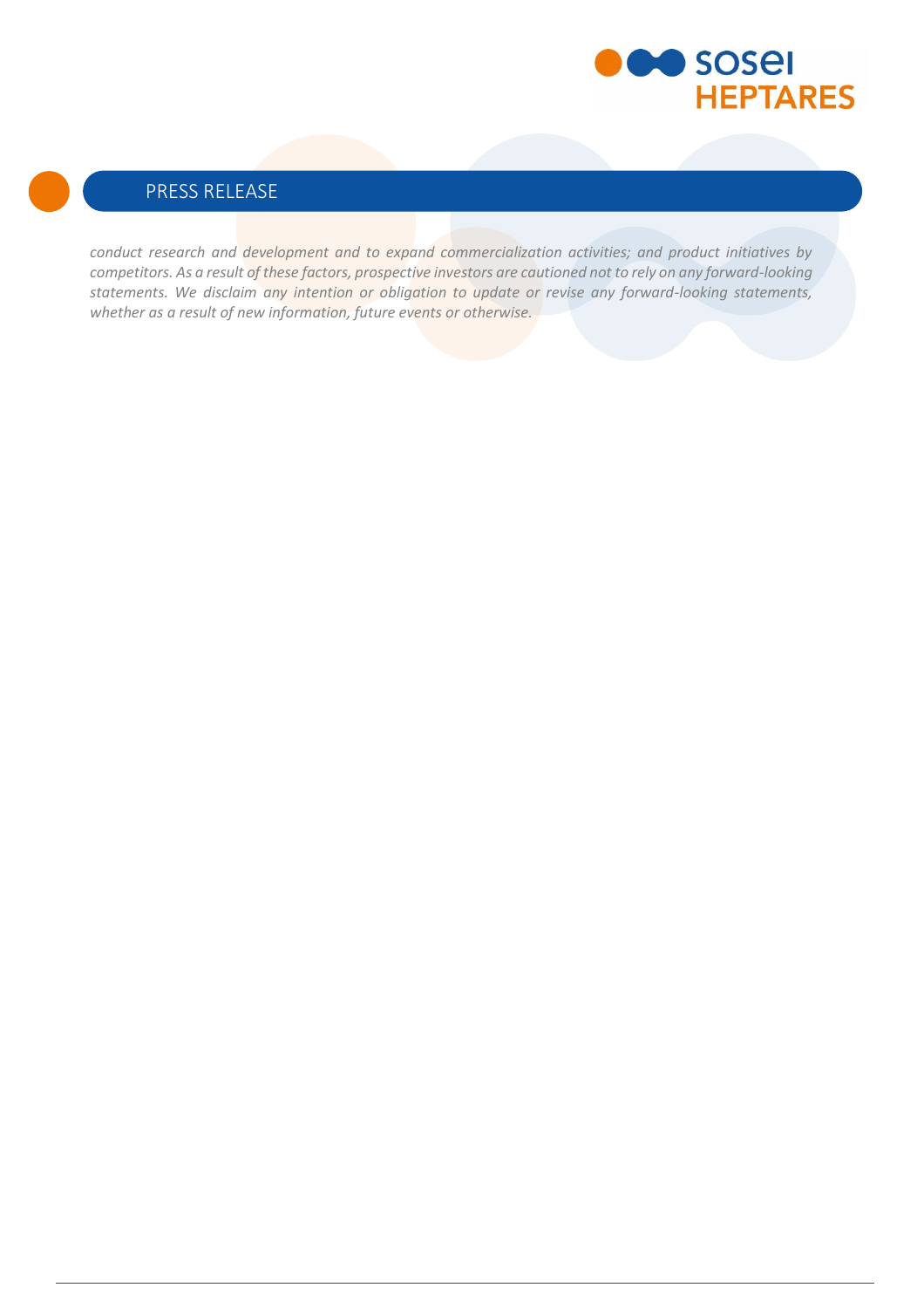*conduct research and development and to expand commercialization activities; and product initiatives by competitors. As a result of these factors, prospective investors are cautioned not to rely on any forward-looking statements. We disclaim any intention or obligation to update or revise any forward-looking statements, whether as a result of new information, future events or otherwise.*